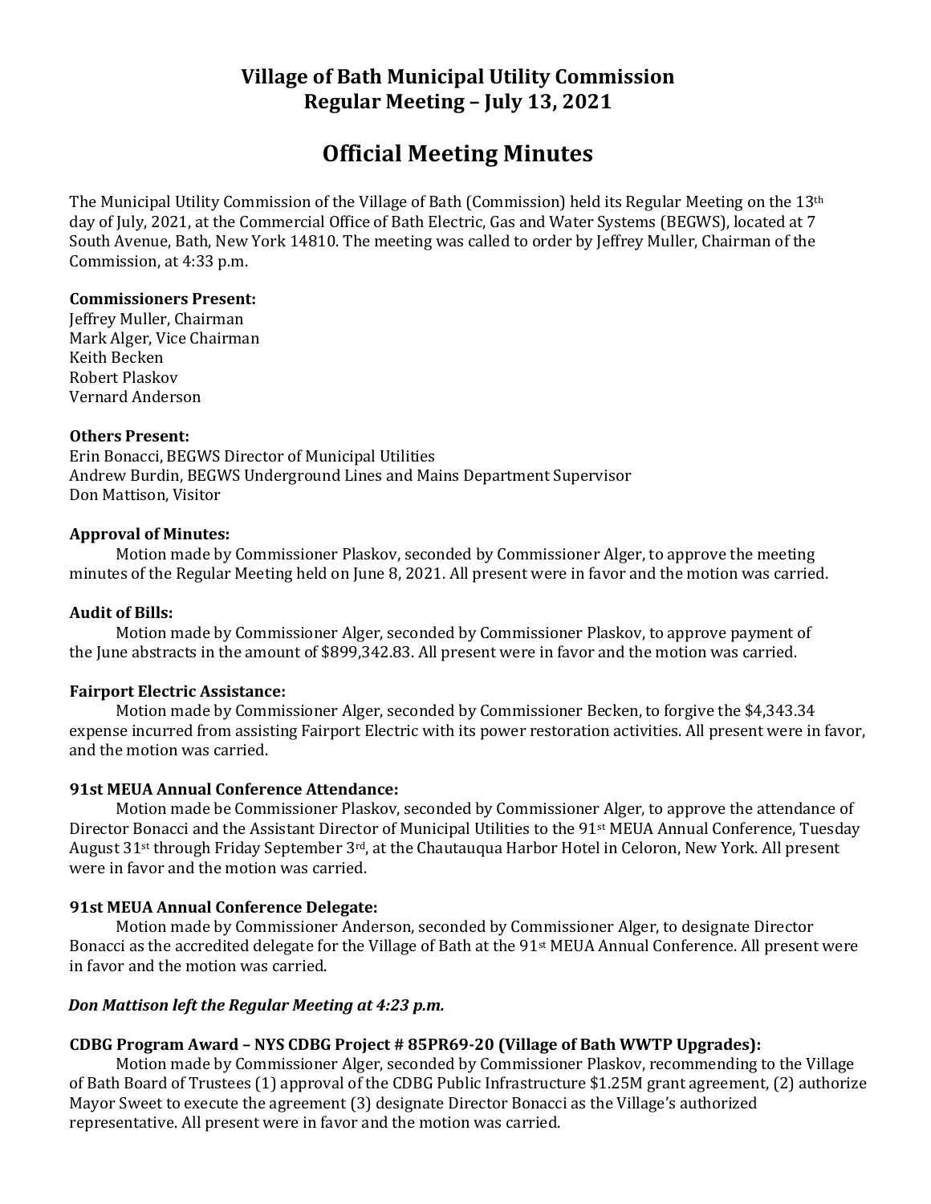# Village of Bath Municipal Utility Commission
## Regular Meeting – July 13, 2021

# Official Meeting Minutes

The Municipal Utility Commission of the Village of Bath (Commission) held its Regular Meeting on the 13th day of July, 2021, at the Commercial Office of Bath Electric, Gas and Water Systems (BEGWS), located at 7 South Avenue, Bath, New York 14810. The meeting was called to order by Jeffrey Muller, Chairman of the Commission, at 4:33 p.m.

**Commissioners Present:**
Jeffrey Muller, Chairman
Mark Alger, Vice Chairman
Keith Becken
Robert Plaskov
Vernard Anderson

**Others Present:**
Erin Bonacci, BEGWS Director of Municipal Utilities
Andrew Burdin, BEGWS Underground Lines and Mains Department Supervisor
Don Mattison, Visitor

**Approval of Minutes:**
Motion made by Commissioner Plaskov, seconded by Commissioner Alger, to approve the meeting minutes of the Regular Meeting held on June 8, 2021. All present were in favor and the motion was carried.

**Audit of Bills:**
Motion made by Commissioner Alger, seconded by Commissioner Plaskov, to approve payment of the June abstracts in the amount of $899,342.83. All present were in favor and the motion was carried.

**Fairport Electric Assistance:**
Motion made by Commissioner Alger, seconded by Commissioner Becken, to forgive the $4,343.34 expense incurred from assisting Fairport Electric with its power restoration activities. All present were in favor, and the motion was carried.

**91st MEUA Annual Conference Attendance:**
Motion made be Commissioner Plaskov, seconded by Commissioner Alger, to approve the attendance of Director Bonacci and the Assistant Director of Municipal Utilities to the 91st MEUA Annual Conference, Tuesday August 31st through Friday September 3rd, at the Chautauqua Harbor Hotel in Celoron, New York. All present were in favor and the motion was carried.

**91st MEUA Annual Conference Delegate:**
Motion made by Commissioner Anderson, seconded by Commissioner Alger, to designate Director Bonacci as the accredited delegate for the Village of Bath at the 91st MEUA Annual Conference. All present were in favor and the motion was carried.

***Don Mattison left the Regular Meeting at 4:23 p.m.***

**CDBG Program Award – NYS CDBG Project # 85PR69-20 (Village of Bath WWTP Upgrades):**
Motion made by Commissioner Alger, seconded by Commissioner Plaskov, recommending to the Village of Bath Board of Trustees (1) approval of the CDBG Public Infrastructure $1.25M grant agreement, (2) authorize Mayor Sweet to execute the agreement (3) designate Director Bonacci as the Village's authorized representative. All present were in favor and the motion was carried.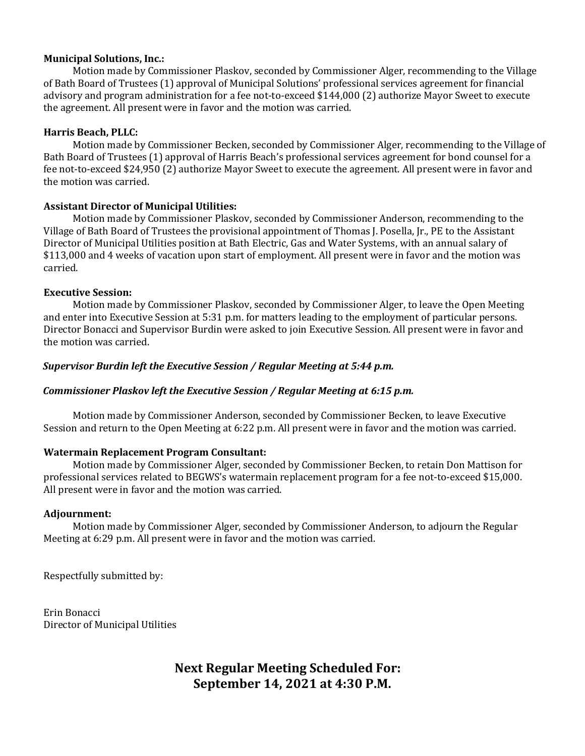**Municipal Solutions, Inc.:**

Motion made by Commissioner Plaskov, seconded by Commissioner Alger, recommending to the Village of Bath Board of Trustees (1) approval of Municipal Solutions' professional services agreement for financial advisory and program administration for a fee not-to-exceed $144,000 (2) authorize Mayor Sweet to execute the agreement. All present were in favor and the motion was carried.

**Harris Beach, PLLC:**

Motion made by Commissioner Becken, seconded by Commissioner Alger, recommending to the Village of Bath Board of Trustees (1) approval of Harris Beach's professional services agreement for bond counsel for a fee not-to-exceed $24,950 (2) authorize Mayor Sweet to execute the agreement. All present were in favor and the motion was carried.

**Assistant Director of Municipal Utilities:**

Motion made by Commissioner Plaskov, seconded by Commissioner Anderson, recommending to the Village of Bath Board of Trustees the provisional appointment of Thomas J. Posella, Jr., PE to the Assistant Director of Municipal Utilities position at Bath Electric, Gas and Water Systems, with an annual salary of $113,000 and 4 weeks of vacation upon start of employment. All present were in favor and the motion was carried.

**Executive Session:**

Motion made by Commissioner Plaskov, seconded by Commissioner Alger, to leave the Open Meeting and enter into Executive Session at 5:31 p.m. for matters leading to the employment of particular persons. Director Bonacci and Supervisor Burdin were asked to join Executive Session. All present were in favor and the motion was carried.

***Supervisor Burdin left the Executive Session / Regular Meeting at 5:44 p.m.***

***Commissioner Plaskov left the Executive Session / Regular Meeting at 6:15 p.m.***

Motion made by Commissioner Anderson, seconded by Commissioner Becken, to leave Executive Session and return to the Open Meeting at 6:22 p.m. All present were in favor and the motion was carried.

**Watermain Replacement Program Consultant:**

Motion made by Commissioner Alger, seconded by Commissioner Becken, to retain Don Mattison for professional services related to BEGWS's watermain replacement program for a fee not-to-exceed $15,000. All present were in favor and the motion was carried.

**Adjournment:**

Motion made by Commissioner Alger, seconded by Commissioner Anderson, to adjourn the Regular Meeting at 6:29 p.m. All present were in favor and the motion was carried.

Respectfully submitted by:

Erin Bonacci
Director of Municipal Utilities

**Next Regular Meeting Scheduled For:**
**September 14, 2021 at 4:30 P.M.**